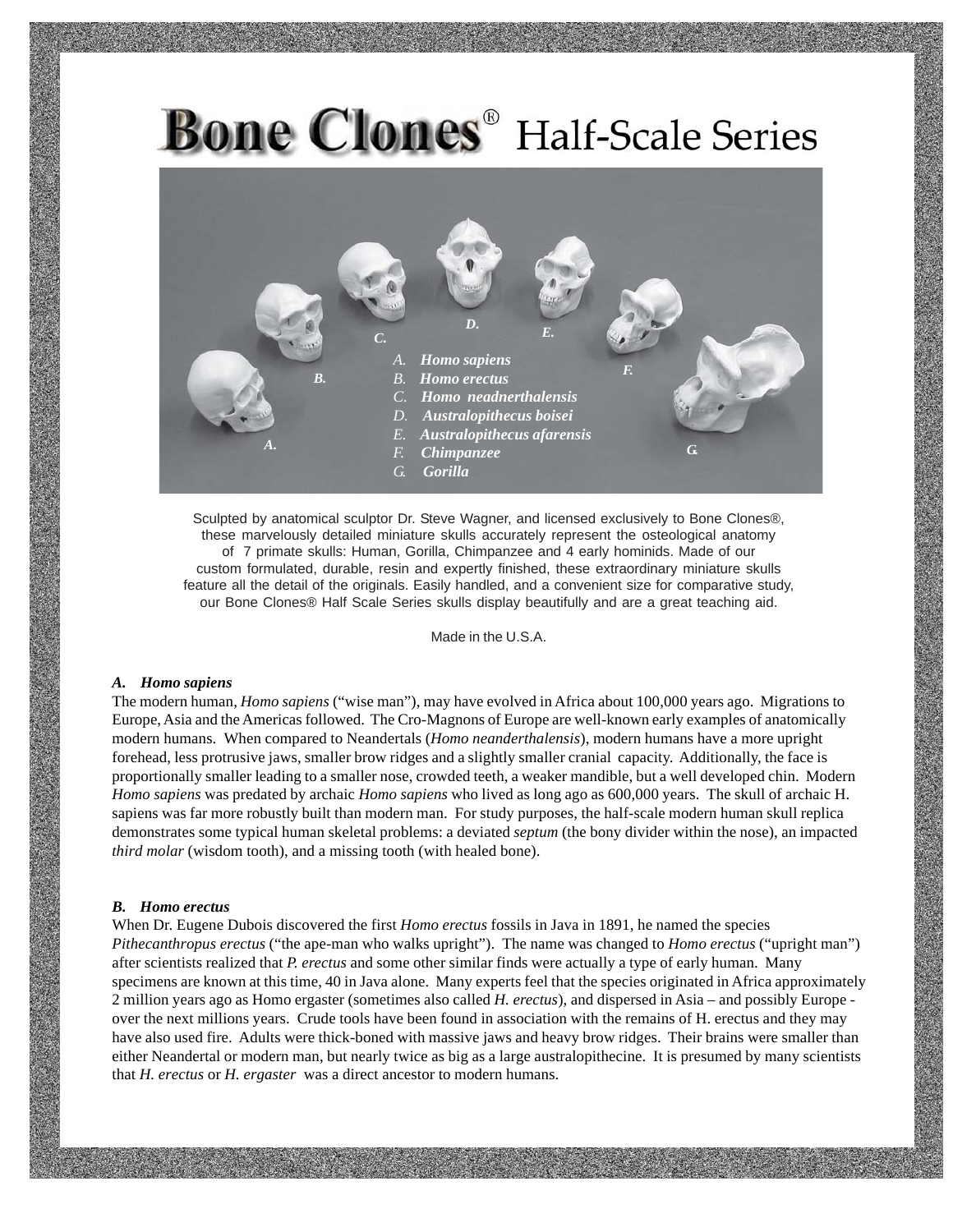# Bone Clones® Half-Scale Series

A. *Homo sapiens*
B. *Homo erectus*
C. *Homo neadnerthalensis*
D. *Australopithecus boisei*
E. *Australopithecus afarensis*
F. *Chimpanzee*
G. *Gorilla*

Sculpted by anatomical sculptor Dr. Steve Wagner, and licensed exclusively to Bone Clones®, these marvelously detailed miniature skulls accurately represent the osteological anatomy of 7 primate skulls: Human, Gorilla, Chimpanzee and 4 early hominids. Made of our custom formulated, durable, resin and expertly finished, these extraordinary miniature skulls feature all the detail of the originals. Easily handled, and a convenient size for comparative study, our Bone Clones® Half Scale Series skulls display beautifully and are a great teaching aid.

Made in the U.S.A.

### A. *Homo sapiens*

The modern human, *Homo sapiens* ("wise man"), may have evolved in Africa about 100,000 years ago. Migrations to Europe, Asia and the Americas followed. The Cro-Magnons of Europe are well-known early examples of anatomically modern humans. When compared to Neandertals (*Homo neanderthalensis*), modern humans have a more upright forehead, less protrusive jaws, smaller brow ridges and a slightly smaller cranial capacity. Additionally, the face is proportionally smaller leading to a smaller nose, crowded teeth, a weaker mandible, but a well developed chin. Modern *Homo sapiens* was predated by archaic *Homo sapiens* who lived as long ago as 600,000 years. The skull of archaic H. sapiens was far more robustly built than modern man. For study purposes, the half-scale modern human skull replica demonstrates some typical human skeletal problems: a deviated *septum* (the bony divider within the nose), an impacted *third molar* (wisdom tooth), and a missing tooth (with healed bone).

### B. *Homo erectus*

When Dr. Eugene Dubois discovered the first *Homo erectus* fossils in Java in 1891, he named the species *Pithecanthropus erectus* ("the ape-man who walks upright"). The name was changed to *Homo erectus* ("upright man") after scientists realized that *P. erectus* and some other similar finds were actually a type of early human. Many specimens are known at this time, 40 in Java alone. Many experts feel that the species originated in Africa approximately 2 million years ago as Homo ergaster (sometimes also called *H. erectus*), and dispersed in Asia – and possibly Europe - over the next millions years. Crude tools have been found in association with the remains of H. erectus and they may have also used fire. Adults were thick-boned with massive jaws and heavy brow ridges. Their brains were smaller than either Neandertal or modern man, but nearly twice as big as a large australopithecine. It is presumed by many scientists that *H. erectus* or *H. ergaster* was a direct ancestor to modern humans.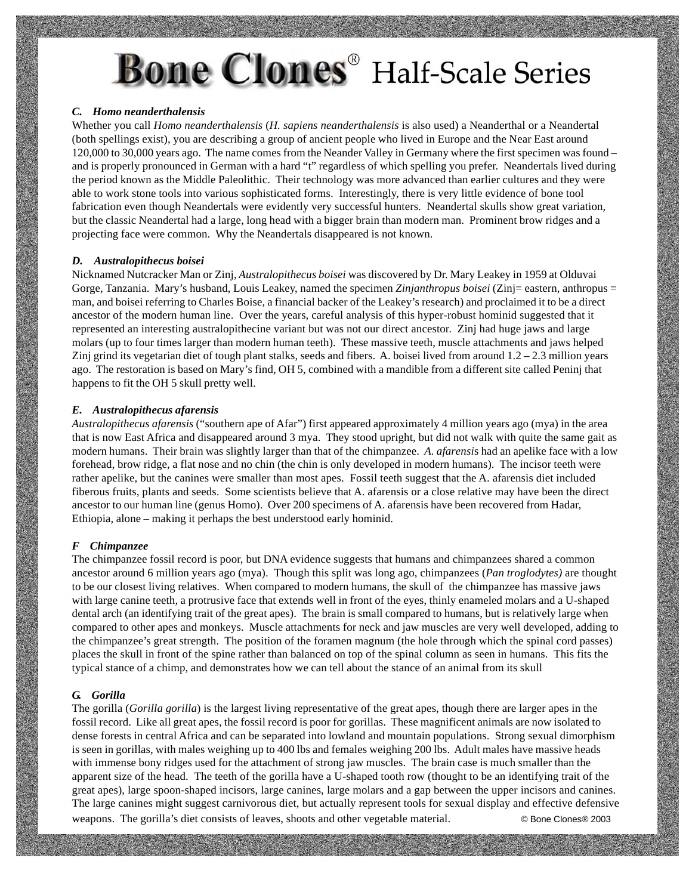# Bone Clones® Half-Scale Series

### *C. Homo neanderthalensis*

Whether you call *Homo neanderthalensis* (*H. sapiens neanderthalensis* is also used) a Neanderthal or a Neandertal (both spellings exist), you are describing a group of ancient people who lived in Europe and the Near East around 120,000 to 30,000 years ago. The name comes from the Neander Valley in Germany where the first specimen was found – and is properly pronounced in German with a hard "t" regardless of which spelling you prefer. Neandertals lived during the period known as the Middle Paleolithic. Their technology was more advanced than earlier cultures and they were able to work stone tools into various sophisticated forms. Interestingly, there is very little evidence of bone tool fabrication even though Neandertals were evidently very successful hunters. Neandertal skulls show great variation, but the classic Neandertal had a large, long head with a bigger brain than modern man. Prominent brow ridges and a projecting face were common. Why the Neandertals disappeared is not known.

### *D. Australopithecus boisei*

Nicknamed Nutcracker Man or Zinj, *Australopithecus boisei* was discovered by Dr. Mary Leakey in 1959 at Olduvai Gorge, Tanzania. Mary's husband, Louis Leakey, named the specimen *Zinjanthropus boisei* (Zinj= eastern, anthropus = man, and boisei referring to Charles Boise, a financial backer of the Leakey's research) and proclaimed it to be a direct ancestor of the modern human line. Over the years, careful analysis of this hyper-robust hominid suggested that it represented an interesting australopithecine variant but was not our direct ancestor. Zinj had huge jaws and large molars (up to four times larger than modern human teeth). These massive teeth, muscle attachments and jaws helped Zinj grind its vegetarian diet of tough plant stalks, seeds and fibers. A. boisei lived from around 1.2 – 2.3 million years ago. The restoration is based on Mary's find, OH 5, combined with a mandible from a different site called Peninj that happens to fit the OH 5 skull pretty well.

### *E. Australopithecus afarensis*

*Australopithecus afarensis* ("southern ape of Afar") first appeared approximately 4 million years ago (mya) in the area that is now East Africa and disappeared around 3 mya. They stood upright, but did not walk with quite the same gait as modern humans. Their brain was slightly larger than that of the chimpanzee. *A. afarensis* had an apelike face with a low forehead, brow ridge, a flat nose and no chin (the chin is only developed in modern humans). The incisor teeth were rather apelike, but the canines were smaller than most apes. Fossil teeth suggest that the A. afarensis diet included fiberous fruits, plants and seeds. Some scientists believe that A. afarensis or a close relative may have been the direct ancestor to our human line (genus Homo). Over 200 specimens of A. afarensis have been recovered from Hadar, Ethiopia, alone – making it perhaps the best understood early hominid.

### *F Chimpanzee*

The chimpanzee fossil record is poor, but DNA evidence suggests that humans and chimpanzees shared a common ancestor around 6 million years ago (mya). Though this split was long ago, chimpanzees (*Pan troglodytes)* are thought to be our closest living relatives. When compared to modern humans, the skull of the chimpanzee has massive jaws with large canine teeth, a protrusive face that extends well in front of the eyes, thinly enameled molars and a U-shaped dental arch (an identifying trait of the great apes). The brain is small compared to humans, but is relatively large when compared to other apes and monkeys. Muscle attachments for neck and jaw muscles are very well developed, adding to the chimpanzee's great strength. The position of the foramen magnum (the hole through which the spinal cord passes) places the skull in front of the spine rather than balanced on top of the spinal column as seen in humans. This fits the typical stance of a chimp, and demonstrates how we can tell about the stance of an animal from its skull

### *G. Gorilla*

The gorilla (*Gorilla gorilla*) is the largest living representative of the great apes, though there are larger apes in the fossil record. Like all great apes, the fossil record is poor for gorillas. These magnificent animals are now isolated to dense forests in central Africa and can be separated into lowland and mountain populations. Strong sexual dimorphism is seen in gorillas, with males weighing up to 400 lbs and females weighing 200 lbs. Adult males have massive heads with immense bony ridges used for the attachment of strong jaw muscles. The brain case is much smaller than the apparent size of the head. The teeth of the gorilla have a U-shaped tooth row (thought to be an identifying trait of the great apes), large spoon-shaped incisors, large canines, large molars and a gap between the upper incisors and canines. The large canines might suggest carnivorous diet, but actually represent tools for sexual display and effective defensive weapons. The gorilla's diet consists of leaves, shoots and other vegetable material.

© Bone Clones® 2003